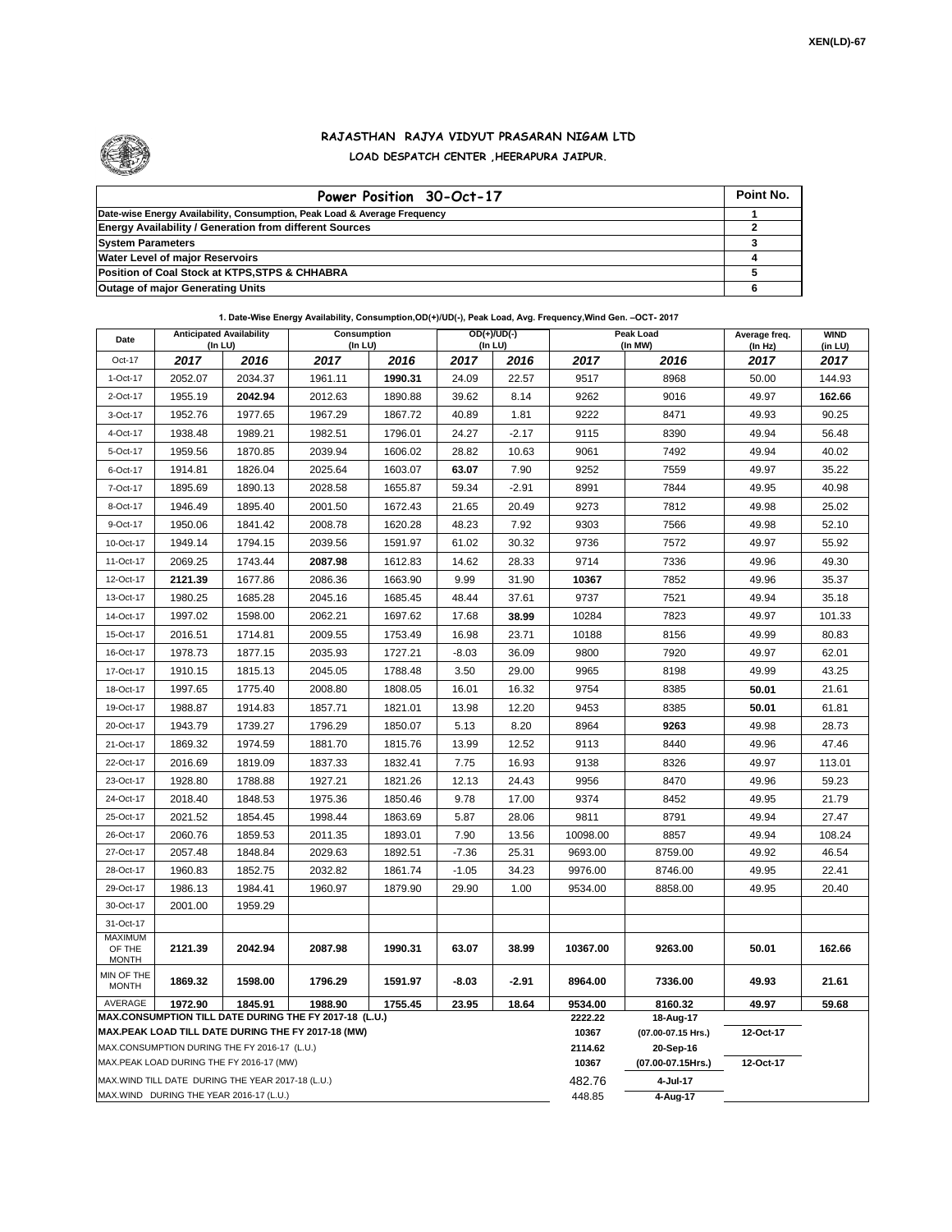XEN(LD)-67

# RAJASTHAN RAJYA VIDYUT PRASARAN NIGAM LTD

## LOAD DESPATCH CENTER ,HEERAPURA JAIPUR.

| Power Position 30-Oct-17 | Point No. |
|---|---|
| Date-wise Energy Availability, Consumption, Peak Load & Average Frequency | 1 |
| Energy Availability / Generation from different Sources | 2 |
| System Parameters | 3 |
| Water Level of major Reservoirs | 4 |
| Position of Coal Stock at KTPS,STPS & CHHABRA | 5 |
| Outage of major Generating Units | 6 |

**1. Date-Wise Energy Availability, Consumption,OD(+)/UD(-), Peak Load, Avg. Frequency,Wind Gen. –OCT- 2017**

| Date | Anticipated Availability (In LU) | | Consumption (In LU) | | OD(+)/UD(-) (In LU) | | Peak Load (In MW) | | Average freq. (In Hz) | WIND (in LU) |
|---|---|---|---|---|---|---|---|---|---|---|
| Oct-17 | 2017 | 2016 | 2017 | 2016 | 2017 | 2016 | 2017 | 2016 | 2017 | 2017 |
| 1-Oct-17 | 2052.07 | 2034.37 | 1961.11 | **1990.31** | 24.09 | 22.57 | 9517 | 8968 | 50.00 | 144.93 |
| 2-Oct-17 | 1955.19 | **2042.94** | 2012.63 | 1890.88 | 39.62 | 8.14 | 9262 | 9016 | 49.97 | **162.66** |
| 3-Oct-17 | 1952.76 | 1977.65 | 1967.29 | 1867.72 | 40.89 | 1.81 | 9222 | 8471 | 49.93 | 90.25 |
| 4-Oct-17 | 1938.48 | 1989.21 | 1982.51 | 1796.01 | 24.27 | -2.17 | 9115 | 8390 | 49.94 | 56.48 |
| 5-Oct-17 | 1959.56 | 1870.85 | 2039.94 | 1606.02 | 28.82 | 10.63 | 9061 | 7492 | 49.94 | 40.02 |
| 6-Oct-17 | 1914.81 | 1826.04 | 2025.64 | 1603.07 | **63.07** | 7.90 | 9252 | 7559 | 49.97 | 35.22 |
| 7-Oct-17 | 1895.69 | 1890.13 | 2028.58 | 1655.87 | 59.34 | -2.91 | 8991 | 7844 | 49.95 | 40.98 |
| 8-Oct-17 | 1946.49 | 1895.40 | 2001.50 | 1672.43 | 21.65 | 20.49 | 9273 | 7812 | 49.98 | 25.02 |
| 9-Oct-17 | 1950.06 | 1841.42 | 2008.78 | 1620.28 | 48.23 | 7.92 | 9303 | 7566 | 49.98 | 52.10 |
| 10-Oct-17 | 1949.14 | 1794.15 | 2039.56 | 1591.97 | 61.02 | 30.32 | 9736 | 7572 | 49.97 | 55.92 |
| 11-Oct-17 | 2069.25 | 1743.44 | **2087.98** | 1612.83 | 14.62 | 28.33 | 9714 | 7336 | 49.96 | 49.30 |
| 12-Oct-17 | **2121.39** | 1677.86 | 2086.36 | 1663.90 | 9.99 | 31.90 | **10367** | 7852 | 49.96 | 35.37 |
| 13-Oct-17 | 1980.25 | 1685.28 | 2045.16 | 1685.45 | 48.44 | 37.61 | 9737 | 7521 | 49.94 | 35.18 |
| 14-Oct-17 | 1997.02 | 1598.00 | 2062.21 | 1697.62 | 17.68 | **38.99** | 10284 | 7823 | 49.97 | 101.33 |
| 15-Oct-17 | 2016.51 | 1714.81 | 2009.55 | 1753.49 | 16.98 | 23.71 | 10188 | 8156 | 49.99 | 80.83 |
| 16-Oct-17 | 1978.73 | 1877.15 | 2035.93 | 1727.21 | -8.03 | 36.09 | 9800 | 7920 | 49.97 | 62.01 |
| 17-Oct-17 | 1910.15 | 1815.13 | 2045.05 | 1788.48 | 3.50 | 29.00 | 9965 | 8198 | 49.99 | 43.25 |
| 18-Oct-17 | 1997.65 | 1775.40 | 2008.80 | 1808.05 | 16.01 | 16.32 | 9754 | 8385 | **50.01** | 21.61 |
| 19-Oct-17 | 1988.87 | 1914.83 | 1857.71 | 1821.01 | 13.98 | 12.20 | 9453 | 8385 | **50.01** | 61.81 |
| 20-Oct-17 | 1943.79 | 1739.27 | 1796.29 | 1850.07 | 5.13 | 8.20 | 8964 | **9263** | 49.98 | 28.73 |
| 21-Oct-17 | 1869.32 | 1974.59 | 1881.70 | 1815.76 | 13.99 | 12.52 | 9113 | 8440 | 49.96 | 47.46 |
| 22-Oct-17 | 2016.69 | 1819.09 | 1837.33 | 1832.41 | 7.75 | 16.93 | 9138 | 8326 | 49.97 | 113.01 |
| 23-Oct-17 | 1928.80 | 1788.88 | 1927.21 | 1821.26 | 12.13 | 24.43 | 9956 | 8470 | 49.96 | 59.23 |
| 24-Oct-17 | 2018.40 | 1848.53 | 1975.36 | 1850.46 | 9.78 | 17.00 | 9374 | 8452 | 49.95 | 21.79 |
| 25-Oct-17 | 2021.52 | 1854.45 | 1998.44 | 1863.69 | 5.87 | 28.06 | 9811 | 8791 | 49.94 | 27.47 |
| 26-Oct-17 | 2060.76 | 1859.53 | 2011.35 | 1893.01 | 7.90 | 13.56 | 10098.00 | 8857 | 49.94 | 108.24 |
| 27-Oct-17 | 2057.48 | 1848.84 | 2029.63 | 1892.51 | -7.36 | 25.31 | 9693.00 | 8759.00 | 49.92 | 46.54 |
| 28-Oct-17 | 1960.83 | 1852.75 | 2032.82 | 1861.74 | -1.05 | 34.23 | 9976.00 | 8746.00 | 49.95 | 22.41 |
| 29-Oct-17 | 1986.13 | 1984.41 | 1960.97 | 1879.90 | 29.90 | 1.00 | 9534.00 | 8858.00 | 49.95 | 20.40 |
| 30-Oct-17 | 2001.00 | 1959.29 | | | | | | | | |
| 31-Oct-17 | | | | | | | | | | |
| MAXIMUM OF THE MONTH | 2121.39 | 2042.94 | 2087.98 | 1990.31 | 63.07 | 38.99 | 10367.00 | 9263.00 | 50.01 | 162.66 |
| MIN OF THE MONTH | 1869.32 | 1598.00 | 1796.29 | 1591.97 | -8.03 | -2.91 | 8964.00 | 7336.00 | 49.93 | 21.61 |
| AVERAGE | 1972.90 | 1845.91 | 1988.90 | 1755.45 | 23.95 | 18.64 | 9534.00 | 8160.32 | 49.97 | 59.68 |
| MAX.CONSUMPTION TILL DATE DURING THE FY 2017-18 (L.U.) | | | | | | | 2222.22 | 18-Aug-17 | | |
| MAX.PEAK LOAD TILL DATE DURING THE FY 2017-18 (MW) | | | | | | | 10367 | (07.00-07.15 Hrs.) | 12-Oct-17 | |
| MAX.CONSUMPTION DURING THE FY 2016-17 (L.U.) | | | | | | | 2114.62 | 20-Sep-16 | | |
| MAX.PEAK LOAD DURING THE FY 2016-17 (MW) | | | | | | | 10367 | (07.00-07.15Hrs.) | 12-Oct-17 | |
| MAX.WIND TILL DATE DURING THE YEAR 2017-18 (L.U.) | | | | | | | 482.76 | 4-Jul-17 | | |
| MAX.WIND DURING THE YEAR 2016-17 (L.U.) | | | | | | | 448.85 | 4-Aug-17 | | |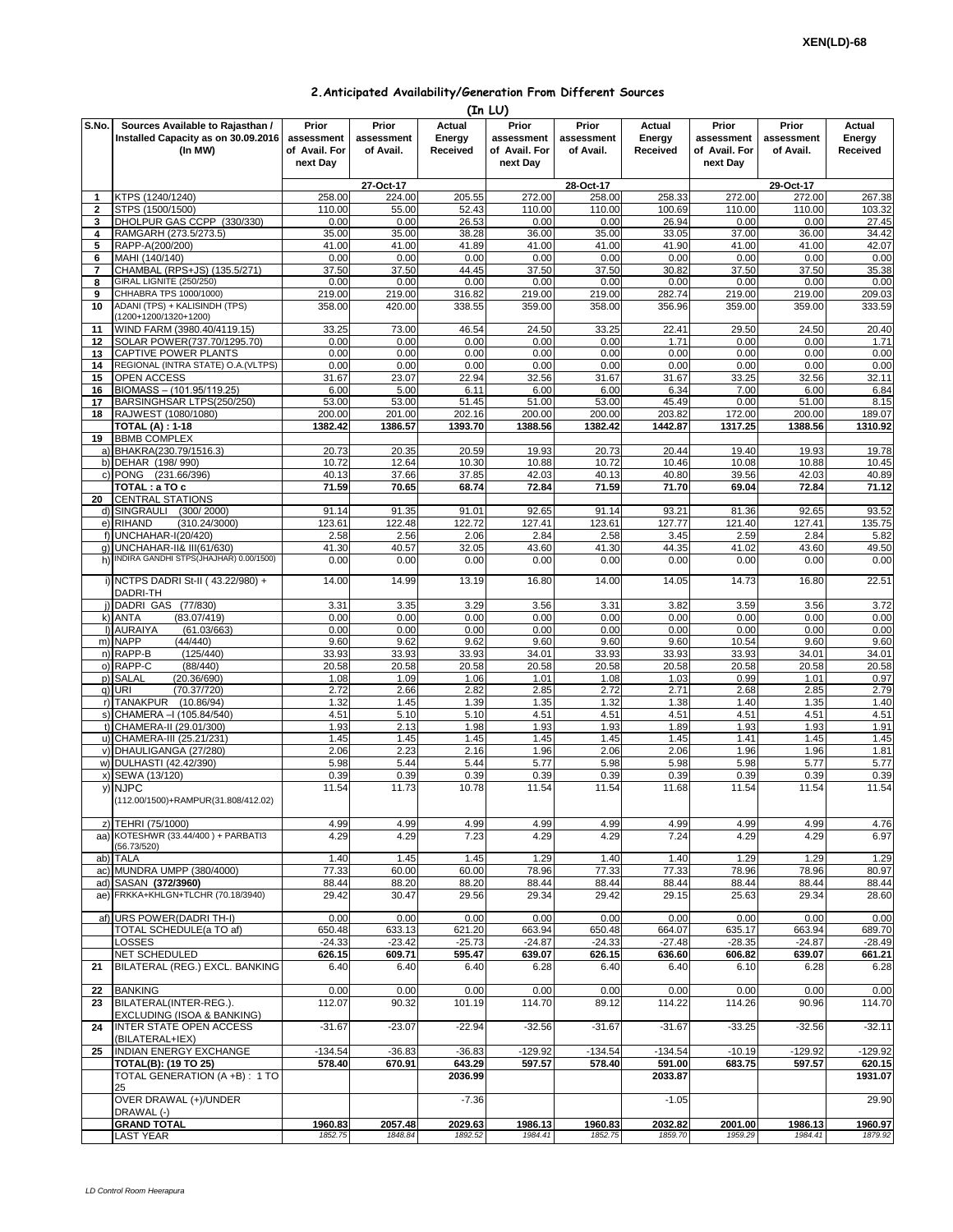XEN(LD)-68

## 2.Anticipated Availability/Generation From Different Sources

(In LU)

| S.No. | Sources Available to Rajasthan / Installed Capacity as on 30.09.2016 (In MW) | Prior assessment of Avail. For next Day | Prior assessment of Avail. | Actual Energy Received | Prior assessment of Avail. For next Day | Prior assessment of Avail. | Actual Energy Received | Prior assessment of Avail. For next Day | Prior assessment of Avail. | Actual Energy Received |
|---|---|---|---|---|---|---|---|---|---|---|
| | | 27-Oct-17 | | | 28-Oct-17 | | | 29-Oct-17 | | |
| 1 | KTPS (1240/1240) | 258.00 | 224.00 | 205.55 | 272.00 | 258.00 | 258.33 | 272.00 | 272.00 | 267.38 |
| 2 | STPS (1500/1500) | 110.00 | 55.00 | 52.43 | 110.00 | 110.00 | 100.69 | 110.00 | 110.00 | 103.32 |
| 3 | DHOLPUR GAS CCPP (330/330) | 0.00 | 0.00 | 26.53 | 0.00 | 0.00 | 26.94 | 0.00 | 0.00 | 27.45 |
| 4 | RAMGARH (273.5/273.5) | 35.00 | 35.00 | 38.28 | 36.00 | 35.00 | 33.05 | 37.00 | 36.00 | 34.42 |
| 5 | RAPP-A(200/200) | 41.00 | 41.00 | 41.89 | 41.00 | 41.00 | 41.90 | 41.00 | 41.00 | 42.07 |
| 6 | MAHI (140/140) | 0.00 | 0.00 | 0.00 | 0.00 | 0.00 | 0.00 | 0.00 | 0.00 | 0.00 |
| 7 | CHAMBAL (RPS+JS) (135.5/271) | 37.50 | 37.50 | 44.45 | 37.50 | 37.50 | 30.82 | 37.50 | 37.50 | 35.38 |
| 8 | GIRAL LIGNITE (250/250) | 0.00 | 0.00 | 0.00 | 0.00 | 0.00 | 0.00 | 0.00 | 0.00 | 0.00 |
| 9 | CHHABRA TPS 1000/1000) | 219.00 | 219.00 | 316.82 | 219.00 | 219.00 | 282.74 | 219.00 | 219.00 | 209.03 |
| 10 | ADANI (TPS) + KALISINDH (TPS) (1200+1200/1320+1200) | 358.00 | 420.00 | 338.55 | 359.00 | 358.00 | 356.96 | 359.00 | 359.00 | 333.59 |
| 11 | WIND FARM (3980.40/4119.15) | 33.25 | 73.00 | 46.54 | 24.50 | 33.25 | 22.41 | 29.50 | 24.50 | 20.40 |
| 12 | SOLAR POWER(737.70/1295.70) | 0.00 | 0.00 | 0.00 | 0.00 | 0.00 | 1.71 | 0.00 | 0.00 | 1.71 |
| 13 | CAPTIVE POWER PLANTS | 0.00 | 0.00 | 0.00 | 0.00 | 0.00 | 0.00 | 0.00 | 0.00 | 0.00 |
| 14 | REGIONAL (INTRA STATE) O.A.(VLTPS) | 0.00 | 0.00 | 0.00 | 0.00 | 0.00 | 0.00 | 0.00 | 0.00 | 0.00 |
| 15 | OPEN ACCESS | 31.67 | 23.07 | 22.94 | 32.56 | 31.67 | 31.67 | 33.25 | 32.56 | 32.11 |
| 16 | BIOMASS – (101.95/119.25) | 6.00 | 5.00 | 6.11 | 6.00 | 6.00 | 6.34 | 7.00 | 6.00 | 6.84 |
| 17 | BARSINGHSAR LTPS(250/250) | 53.00 | 53.00 | 51.45 | 51.00 | 53.00 | 45.49 | 0.00 | 51.00 | 8.15 |
| 18 | RAJWEST (1080/1080) | 200.00 | 201.00 | 202.16 | 200.00 | 200.00 | 203.82 | 172.00 | 200.00 | 189.07 |
| | **TOTAL (A) : 1-18** | **1382.42** | **1386.57** | **1393.70** | **1388.56** | **1382.42** | **1442.87** | **1317.25** | **1388.56** | **1310.92** |
| 19 | BBMB COMPLEX | | | | | | | | | |
| a) | BHAKRA(230.79/1516.3) | 20.73 | 20.35 | 20.59 | 19.93 | 20.73 | 20.44 | 19.40 | 19.93 | 19.78 |
| b) | DEHAR (198/ 990) | 10.72 | 12.64 | 10.30 | 10.88 | 10.72 | 10.46 | 10.08 | 10.88 | 10.45 |
| c) | PONG (231.66/396) | 40.13 | 37.66 | 37.85 | 42.03 | 40.13 | 40.80 | 39.56 | 42.03 | 40.89 |
| | **TOTAL : a TO c** | **71.59** | **70.65** | **68.74** | **72.84** | **71.59** | **71.70** | **69.04** | **72.84** | **71.12** |
| 20 | CENTRAL STATIONS | | | | | | | | | |
| d) | SINGRAULI (300/ 2000) | 91.14 | 91.35 | 91.01 | 92.65 | 91.14 | 93.21 | 81.36 | 92.65 | 93.52 |
| e) | RIHAND (310.24/3000) | 123.61 | 122.48 | 122.72 | 127.41 | 123.61 | 127.77 | 121.40 | 127.41 | 135.75 |
| f) | UNCHAHAR-I(20/420) | 2.58 | 2.56 | 2.06 | 2.84 | 2.58 | 3.45 | 2.59 | 2.84 | 5.82 |
| g) | UNCHAHAR-II& III(61/630) | 41.30 | 40.57 | 32.05 | 43.60 | 41.30 | 44.35 | 41.02 | 43.60 | 49.50 |
| h) | INDIRA GANDHI STPS(JHAJHAR) 0.00/1500) | 0.00 | 0.00 | 0.00 | 0.00 | 0.00 | 0.00 | 0.00 | 0.00 | 0.00 |
| i) | NCTPS DADRI St-II ( 43.22/980) + DADRI-TH | 14.00 | 14.99 | 13.19 | 16.80 | 14.00 | 14.05 | 14.73 | 16.80 | 22.51 |
| j) | DADRI GAS (77/830) | 3.31 | 3.35 | 3.29 | 3.56 | 3.31 | 3.82 | 3.59 | 3.56 | 3.72 |
| k) | ANTA (83.07/419) | 0.00 | 0.00 | 0.00 | 0.00 | 0.00 | 0.00 | 0.00 | 0.00 | 0.00 |
| l) | AURAIYA (61.03/663) | 0.00 | 0.00 | 0.00 | 0.00 | 0.00 | 0.00 | 0.00 | 0.00 | 0.00 |
| m) | NAPP (44/440) | 9.60 | 9.62 | 9.62 | 9.60 | 9.60 | 9.60 | 10.54 | 9.60 | 9.60 |
| n) | RAPP-B (125/440) | 33.93 | 33.93 | 33.93 | 34.01 | 33.93 | 33.93 | 33.93 | 34.01 | 34.01 |
| o) | RAPP-C (88/440) | 20.58 | 20.58 | 20.58 | 20.58 | 20.58 | 20.58 | 20.58 | 20.58 | 20.58 |
| p) | SALAL (20.36/690) | 1.08 | 1.09 | 1.06 | 1.01 | 1.08 | 1.03 | 0.99 | 1.01 | 0.97 |
| q) | URI (70.37/720) | 2.72 | 2.66 | 2.82 | 2.85 | 2.72 | 2.71 | 2.68 | 2.85 | 2.79 |
| r) | TANAKPUR (10.86/94) | 1.32 | 1.45 | 1.39 | 1.35 | 1.32 | 1.38 | 1.40 | 1.35 | 1.40 |
| s) | CHAMERA –I (105.84/540) | 4.51 | 5.10 | 5.10 | 4.51 | 4.51 | 4.51 | 4.51 | 4.51 | 4.51 |
| t) | CHAMERA-II (29.01/300) | 1.93 | 2.13 | 1.98 | 1.93 | 1.93 | 1.89 | 1.93 | 1.93 | 1.91 |
| u) | CHAMERA-III (25.21/231) | 1.45 | 1.45 | 1.45 | 1.45 | 1.45 | 1.45 | 1.41 | 1.45 | 1.45 |
| v) | DHAULIGANGA (27/280) | 2.06 | 2.23 | 2.16 | 1.96 | 2.06 | 2.06 | 1.96 | 1.96 | 1.81 |
| w) | DULHASTI (42.42/390) | 5.98 | 5.44 | 5.44 | 5.77 | 5.98 | 5.98 | 5.98 | 5.77 | 5.77 |
| x) | SEWA (13/120) | 0.39 | 0.39 | 0.39 | 0.39 | 0.39 | 0.39 | 0.39 | 0.39 | 0.39 |
| y) | NJPC (112.00/1500)+RAMPUR(31.808/412.02) | 11.54 | 11.73 | 10.78 | 11.54 | 11.54 | 11.68 | 11.54 | 11.54 | 11.54 |
| z) | TEHRI (75/1000) | 4.99 | 4.99 | 4.99 | 4.99 | 4.99 | 4.99 | 4.99 | 4.99 | 4.76 |
| aa) | KOTESHWR (33.44/400 ) + PARBATI3 (56.73/520) | 4.29 | 4.29 | 7.23 | 4.29 | 4.29 | 7.24 | 4.29 | 4.29 | 6.97 |
| ab) | TALA | 1.40 | 1.45 | 1.45 | 1.29 | 1.40 | 1.40 | 1.29 | 1.29 | 1.29 |
| ac) | MUNDRA UMPP (380/4000) | 77.33 | 60.00 | 60.00 | 78.96 | 77.33 | 77.33 | 78.96 | 78.96 | 80.97 |
| ad) | SASAN **(372/3960)** | 88.44 | 88.20 | 88.20 | 88.44 | 88.44 | 88.44 | 88.44 | 88.44 | 88.44 |
| ae) | FRKKA+KHLGN+TLCHR (70.18/3940) | 29.42 | 30.47 | 29.56 | 29.34 | 29.42 | 29.15 | 25.63 | 29.34 | 28.60 |
| af) | URS POWER(DADRI TH-I) | 0.00 | 0.00 | 0.00 | 0.00 | 0.00 | 0.00 | 0.00 | 0.00 | 0.00 |
| | TOTAL SCHEDULE(a TO af) | 650.48 | 633.13 | 621.20 | 663.94 | 650.48 | 664.07 | 635.17 | 663.94 | 689.70 |
| | LOSSES | -24.33 | -23.42 | -25.73 | -24.87 | -24.33 | -27.48 | -28.35 | -24.87 | -28.49 |
| | NET SCHEDULED | **626.15** | **609.71** | **595.47** | **639.07** | **626.15** | **636.60** | **606.82** | **639.07** | **661.21** |
| 21 | BILATERAL (REG.) EXCL. BANKING | 6.40 | 6.40 | 6.40 | 6.28 | 6.40 | 6.40 | 6.10 | 6.28 | 6.28 |
| 22 | BANKING | 0.00 | 0.00 | 0.00 | 0.00 | 0.00 | 0.00 | 0.00 | 0.00 | 0.00 |
| 23 | BILATERAL(INTER-REG.). EXCLUDING (ISOA & BANKING) | 112.07 | 90.32 | 101.19 | 114.70 | 89.12 | 114.22 | 114.26 | 90.96 | 114.70 |
| 24 | INTER STATE OPEN ACCESS (BILATERAL+IEX) | -31.67 | -23.07 | -22.94 | -32.56 | -31.67 | -31.67 | -33.25 | -32.56 | -32.11 |
| 25 | INDIAN ENERGY EXCHANGE | -134.54 | -36.83 | -36.83 | -129.92 | -134.54 | -134.54 | -10.19 | -129.92 | -129.92 |
| | **TOTAL(B): (19 TO 25)** | **578.40** | **670.91** | **643.29** | **597.57** | **578.40** | **591.00** | **683.75** | **597.57** | **620.15** |
| | TOTAL GENERATION (A +B) : 1 TO 25 | | | **2036.99** | | | **2033.87** | | | **1931.07** |
| | OVER DRAWAL (+)/UNDER DRAWAL (-) | | | -7.36 | | | -1.05 | | | 29.90 |
| | **GRAND TOTAL** | **1960.83** | **2057.48** | **2029.63** | **1986.13** | **1960.83** | **2032.82** | **2001.00** | **1986.13** | **1960.97** |
| | LAST YEAR | *1852.75* | *1848.84* | *1892.52* | *1984.41* | *1852.75* | *1859.70* | *1959.29* | *1984.41* | *1879.92* |

*LD Control Room Heerapura*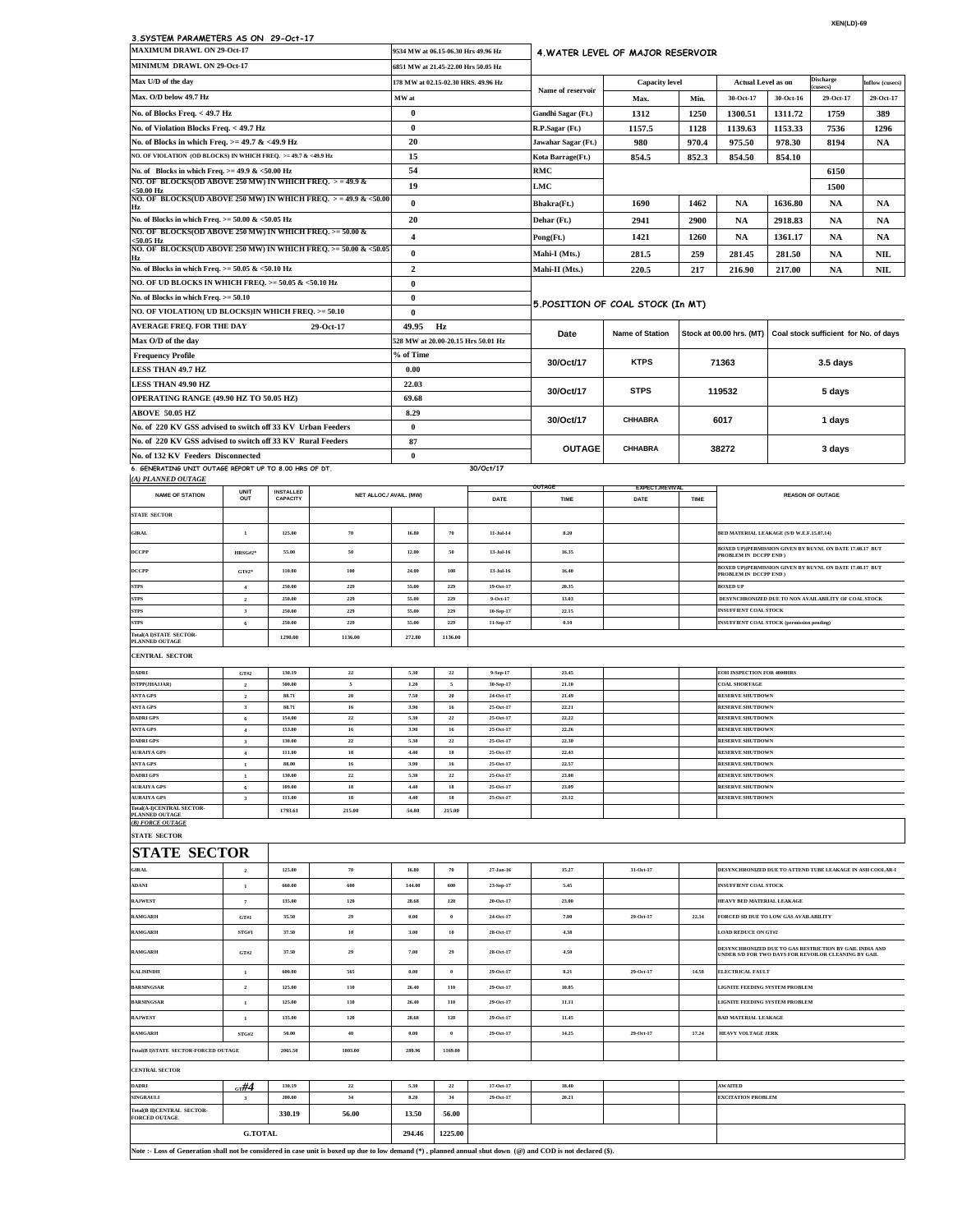XEN(LD)-69

## 3.SYSTEM PARAMETERS AS ON 29-Oct-17

| | |
|---|---|
| MAXIMUM DRAWL ON 29-Oct-17 | 9534 MW at 06.15-06.30 Hrs 49.96 Hz |
| MINIMUM DRAWL ON 29-Oct-17 | 6851 MW at 21.45-22.00 Hrs 50.05 Hz |
| Max U/D of the day | 178 MW at 02.15-02.30 HRS. 49.96 Hz |
| Max. O/D below 49.7 Hz | MW at |
| No. of Blocks Freq. < 49.7 Hz | 0 |
| No. of Violation Blocks Freq. < 49.7 Hz | 0 |
| No. of Blocks in which Freq. >= 49.7 & <49.9 Hz | 20 |
| NO. OF VIOLATION (OD BLOCKS) IN WHICH FREQ. >= 49.7 & <49.9 Hz | 15 |
| No. of Blocks in which Freq. >= 49.9 & <50.00 Hz | 54 |
| NO. OF BLOCKS(OD ABOVE 250 MW) IN WHICH FREQ. > = 49.9 & <50.00 Hz | 19 |
| NO. OF BLOCKS(UD ABOVE 250 MW) IN WHICH FREQ. > = 49.9 & <50.00 Hz | 0 |
| No. of Blocks in which Freq. >= 50.00 & <50.05 Hz | 20 |
| NO. OF BLOCKS(OD ABOVE 250 MW) IN WHICH FREQ. >= 50.00 & <50.05 Hz | 4 |
| NO. OF BLOCKS(UD ABOVE 250 MW) IN WHICH FREQ. >= 50.00 & <50.05 Hz | 0 |
| No. of Blocks in which Freq. >= 50.05 & <50.10 Hz | 2 |
| NO. OF UD BLOCKS IN WHICH FREQ. >= 50.05 & <50.10 Hz | 0 |
| No. of Blocks in which Freq. >= 50.10 | 0 |
| NO. OF VIOLATION( UD BLOCKS)IN WHICH FREQ. >= 50.10 | 0 |
| AVERAGE FREQ. FOR THE DAY 29-Oct-17 | 49.95 Hz |
| Max O/D of the day | 528 MW at 20.00-20.15 Hrs 50.01 Hz |
| Frequency Profile | % of Time |
| LESS THAN 49.7 HZ | 0.00 |
| LESS THAN 49.90 HZ | 22.03 |
| OPERATING RANGE (49.90 HZ TO 50.05 HZ) | 69.68 |
| ABOVE 50.05 HZ | 8.29 |
| No. of 220 KV GSS advised to switch off 33 KV Urban Feeders | 0 |
| No. of 220 KV GSS advised to switch off 33 KV Rural Feeders | 87 |
| No. of 132 KV Feeders Disconnected | 0 |

## 4.WATER LEVEL OF MAJOR RESERVOIR

| Name of reservoir | Capacity level | | Actual Level as on | | Discharge (cusecs) | Inflow (cusecs) |
|---|---|---|---|---|---|---|
| | Max. | Min. | 30-Oct-17 | 30-Oct-16 | 29-Oct-17 | 29-Oct-17 |
| Gandhi Sagar (Ft.) | 1312 | 1250 | 1300.51 | 1311.72 | 1759 | 389 |
| R.P.Sagar (Ft.) | 1157.5 | 1128 | 1139.63 | 1153.33 | 7536 | 1296 |
| Jawahar Sagar (Ft.) | 980 | 970.4 | 975.50 | 978.30 | 8194 | NA |
| Kota Barrage(Ft.) | 854.5 | 852.3 | 854.50 | 854.10 | | |
| RMC | | | | | 6150 | |
| LMC | | | | | 1500 | |
| Bhakra(Ft.) | 1690 | 1462 | NA | 1636.80 | NA | NA |
| Dehar (Ft.) | 2941 | 2900 | NA | 2918.83 | NA | NA |
| Pong(Ft.) | 1421 | 1260 | NA | 1361.17 | NA | NA |
| Mahi-I (Mts.) | 281.5 | 259 | 281.45 | 281.50 | NA | NIL |
| Mahi-II (Mts.) | 220.5 | 217 | 216.90 | 217.00 | NA | NIL |

## 5.POSITION OF COAL STOCK (In MT)

| Date | Name of Station | Stock at 00.00 hrs. (MT) | Coal stock sufficient for No. of days |
|---|---|---|---|
| 30/Oct/17 | KTPS | 71363 | 3.5 days |
| 30/Oct/17 | STPS | 119532 | 5 days |
| 30/Oct/17 | CHHABRA | 6017 | 1 days |
| OUTAGE | CHHABRA | 38272 | 3 days |

## 6. GENERATING UNIT OUTAGE REPORT UP TO 8.00 HRS OF DT. 30/Oct/17

*(A) PLANNED OUTAGE*

| NAME OF STATION | UNIT OUT | INSTALLED CAPACITY | NET ALLOC./ AVAIL. (MW) | | | OUTAGE DATE | OUTAGE TIME | EXPECT./REVIVAL DATE | TIME | REASON OF OUTAGE |
|---|---|---|---|---|---|---|---|---|---|---|
| **STATE SECTOR** | | | | | | | | | | |
| GIRAL | 1 | 125.00 | 70 | 16.80 | 70 | 11-Jul-14 | 8.20 | | | BED MATERIAL LEAKAGE (S/D W.E.F.15.07.14) |
| DCCPP | HRSG#2* | 55.00 | 50 | 12.00 | 50 | 13-Jul-16 | 16.35 | | | BOXED UP)(PERMISSION GIVEN BY RUVNL ON DATE 17.08.17 BUT PROBLEM IN DCCPP END ) |
| DCCPP | GT#2* | 110.00 | 100 | 24.00 | 100 | 13-Jul-16 | 16.40 | | | BOXED UP)(PERMISSION GIVEN BY RUVNL ON DATE 17.08.17 BUT PROBLEM IN DCCPP END ) |
| STPS | 4 | 250.00 | 229 | 55.00 | 229 | 19-Oct-17 | 20.35 | | | BOXED UP |
| STPS | 2 | 250.00 | 229 | 55.00 | 229 | 9-Oct-17 | 13.03 | | | DESYNCHRONIZED DUE TO NON AVAILABILITY OF COAL STOCK |
| STPS | 3 | 250.00 | 229 | 55.00 | 229 | 10-Sep-17 | 22.15 | | | INSUFFIENT COAL STOCK |
| STPS | 6 | 250.00 | 229 | 55.00 | 229 | 11-Sep-17 | 0.10 | | | INSUFFIENT COAL STOCK (permission pending) |
| Total(A I)STATE SECTOR-PLANNED OUTAGE | | 1290.00 | 1136.00 | 272.80 | 1136.00 | | | | | |
| **CENTRAL SECTOR** | | | | | | | | | | |
| DADRI | GT#2 | 130.19 | 22 | 5.30 | 22 | 9-Sep-17 | 23.45 | | | EOH INSPECTION FOR 4000HRS |
| ISTPP(JHAJJAR) | 2 | 500.00 | 5 | 1.20 | 5 | 30-Sep-17 | 21.10 | | | COAL SHORTAGE |
| ANTA GPS | 2 | 88.71 | 20 | 7.50 | 20 | 24-Oct-17 | 21.49 | | | RESERVE SHUTDOWN |
| ANTA GPS | 3 | 88.71 | 16 | 3.90 | 16 | 25-Oct-17 | 22.21 | | | RESERVE SHUTDOWN |
| DADRI GPS | 6 | 154.00 | 22 | 5.30 | 22 | 25-Oct-17 | 22.22 | | | RESERVE SHUTDOWN |
| ANTA GPS | 4 | 153.00 | 16 | 3.90 | 16 | 25-Oct-17 | 22.26 | | | RESERVE SHUTDOWN |
| DADRI GPS | 3 | 130.00 | 22 | 5.30 | 22 | 25-Oct-17 | 22.30 | | | RESERVE SHUTDOWN |
| AURAIYA GPS | 4 | 111.00 | 18 | 4.40 | 18 | 25-Oct-17 | 22.43 | | | RESERVE SHUTDOWN |
| ANTA GPS | 1 | 88.00 | 16 | 3.90 | 16 | 25-Oct-17 | 22.57 | | | RESERVE SHUTDOWN |
| DADRI GPS | 1 | 130.00 | 22 | 5.30 | 22 | 25-Oct-17 | 23.00 | | | RESERVE SHUTDOWN |
| AURAIYA GPS | 6 | 109.00 | 18 | 4.40 | 18 | 25-Oct-17 | 23.09 | | | RESERVE SHUTDOWN |
| AURAIYA GPS | 3 | 111.00 | 18 | 4.40 | 18 | 25-Oct-17 | 23.12 | | | RESERVE SHUTDOWN |
| Total(A-I)CENTRAL SECTOR-PLANNED OUTAGE | | 1793.61 | 215.00 | 54.80 | 215.00 | | | | | |
| *(B) FORCE OUTAGE* | | | | | | | | | | |
| **STATE SECTOR** | | | | | | | | | | |
| GIRAL | 2 | 125.00 | 70 | 16.80 | 70 | 27-Jan-16 | 15.27 | 31-Oct-17 | | DESYNCHRONIZED DUE TO ATTEND TUBE LEAKAGE IN ASH COOLAR-I |
| ADANI | 1 | 660.00 | 600 | 144.00 | 600 | 23-Sep-17 | 5.45 | | | INSUFFIENT COAL STOCK |
| RAJWEST | 7 | 135.00 | 120 | 28.68 | 120 | 20-Oct-17 | 23.00 | | | HEAVY BED MATERIAL LEAKAGE |
| RAMGARH | GT#1 | 35.50 | 29 | 0.00 | 0 | 24-Oct-17 | 7.00 | 29-Oct-17 | 22.34 | FORCED SD DUE TO LOW GAS AVAILABILITY |
| RAMGARH | STG#1 | 37.50 | 10 | 3.00 | 10 | 28-Oct-17 | 4.38 | | | LOAD REDUCE ON GT#2 |
| RAMGARH | GT#2 | 37.50 | 29 | 7.00 | 29 | 28-Oct-17 | 4.50 | | | DESYNCHRONIZED DUE TO GAS RESTRICTION BY GAIL INDIA AND UNDER S/D FOR TWO DAYS FOR REVOILOR CLEANING BY GAIL |
| KALISINDH | 1 | 600.00 | 565 | 0.00 | 0 | 29-Oct-17 | 8.21 | 29-Oct-17 | 14.58 | ELECTRICAL FAULT |
| BARSINGSAR | 2 | 125.00 | 110 | 26.40 | 110 | 29-Oct-17 | 10.05 | | | LIGNITE FEEDING SYSTEM PROBLEM |
| BARSINGSAR | 1 | 125.00 | 110 | 26.40 | 110 | 29-Oct-17 | 11.11 | | | LIGNITE FEEDING SYSTEM PROBLEM |
| RAJWEST | 1 | 135.00 | 120 | 28.68 | 120 | 29-Oct-17 | 11.45 | | | BAD MATERIAL LEAKAGE |
| RAMGARH | STG#2 | 50.00 | 40 | 0.00 | 0 | 29-Oct-17 | 14.25 | 29-Oct-17 | 17.24 | HEAVY VOLTAGE JERK |
| Total(B I)STATE SECTOR-FORCED OUTAGE | | 2065.50 | 1803.00 | 280.96 | 1169.00 | | | | | |
| **CENTRAL SECTOR** | | | | | | | | | | |
| DADRI | GT#4 | 130.19 | 22 | 5.30 | 22 | 17-Oct-17 | 18.40 | | | AWAITED |
| SINGRAULI | 3 | 200.00 | 34 | 8.20 | 34 | 29-Oct-17 | 20.21 | | | EXCITATION PROBLEM |
| Total(B II)CENTRAL SECTOR-FORCED OUTAGE | | 330.19 | 56.00 | 13.50 | 56.00 | | | | | |
| G.TOTAL | | | | 294.46 | 1225.00 | | | | | |

Note :- Loss of Generation shall not be considered in case unit is boxed up due to low demand (*) , planned annual shut down (@) and COD is not declared ($).